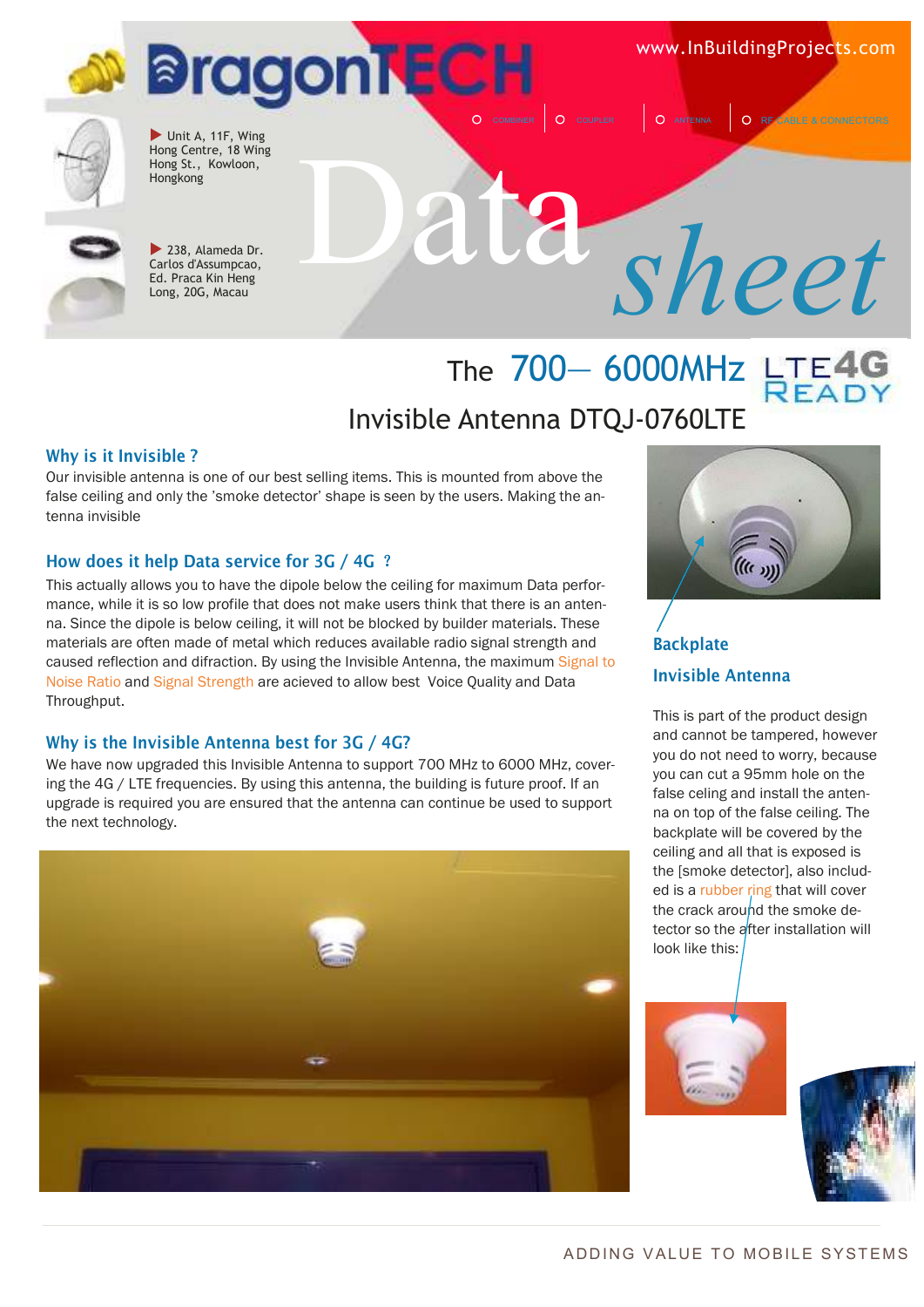# DragonTECH

www.InBuildingProjects.com

COMBINER | COUPLER | ANTENNA | RF CABLE & CONNECTORS

Unit A, 11F, Wing Hong Centre, 18 Wing Hong St., Kowloon, Hongkong

238, Alameda Dr. Carlos d'Assumpcao, Ed. Praca Kin Heng Long, 20G, Macau

# Data sheet

## The 700— 6000MHz LTE4G READY

## Invisible Antenna DTQJ-0760LTE

### Why is it Invisible ?

Our invisible antenna is one of our best selling items. This is mounted from above the false ceiling and only the 'smoke detector' shape is seen by the users. Making the antenna invisible

### How does it help Data service for 3G / 4G ?

This actually allows you to have the dipole below the ceiling for maximum Data performance, while it is so low profile that does not make users think that there is an antenna. Since the dipole is below ceiling, it will not be blocked by builder materials. These materials are often made of metal which reduces available radio signal strength and caused reflection and difraction. By using the Invisible Antenna, the maximum Signal to Noise Ratio and Signal Strength are acieved to allow best Voice Quality and Data Throughput.

### Why is the Invisible Antenna best for 3G / 4G?

We have now upgraded this Invisible Antenna to support 700 MHz to 6000 MHz, covering the 4G / LTE frequencies. By using this antenna, the building is future proof. If an upgrade is required you are ensured that the antenna can continue be used to support the next technology.

**Backplate**

**Invisible Antenna**

This is part of the product design and cannot be tampered, however you do not need to worry, because you can cut a 95mm hole on the false celing and install the antenna on top of the false ceiling. The backplate will be covered by the ceiling and all that is exposed is the [smoke detector], also included is a rubber ring that will cover the crack around the smoke detector so the after installation will look like this:

ADDING VALUE TO MOBILE SYSTEMS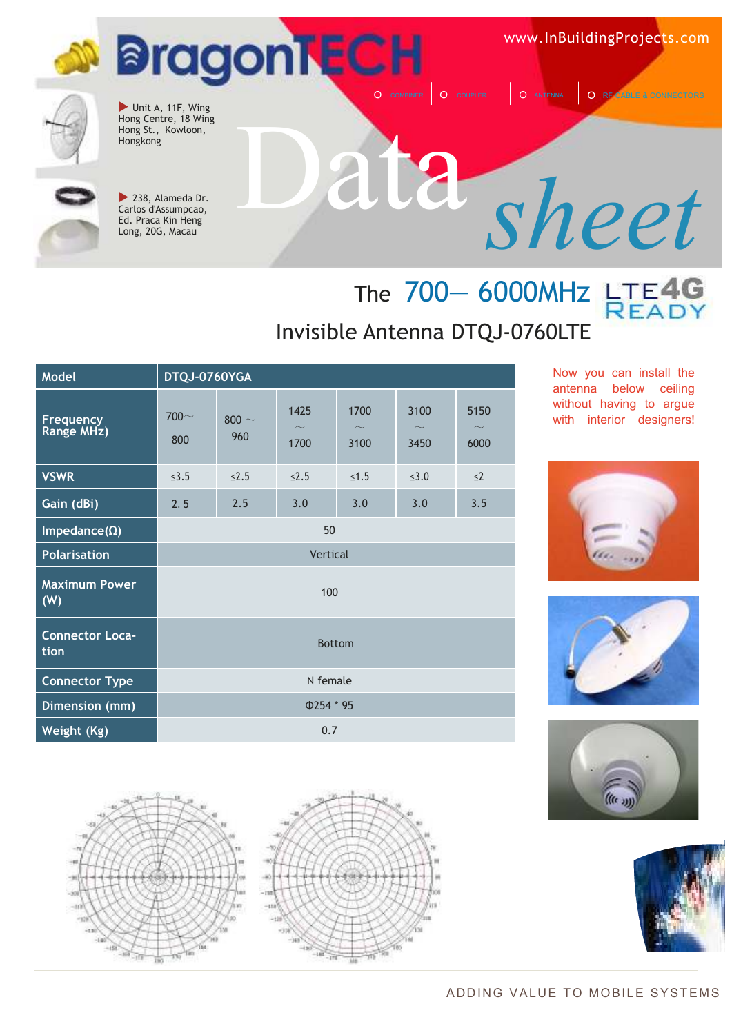# DragonTECH

www.InBuildingProjects.com

COMBINER | COUPLER | ANTENNA | RF CABLE & CONNECTORS

▶ Unit A, 11F, Wing Hong Centre, 18 Wing Hong St., Kowloon, Hongkong

▶ 238, Alameda Dr. Carlos d'Assumpcao, Ed. Praca Kin Heng Long, 20G, Macau

# Data sheet

## The 700— 6000MHz Invisible Antenna DTQJ-0760LTE

LTE4G READY

| Model | DTQJ-0760YGA | | | | | |
|---|---|---|---|---|---|---|
| Frequency Range MHz) | 700～800 | 800～960 | 1425～1700 | 1700～3100 | 3100～3450 | 5150～6000 |
| VSWR | ≤3.5 | ≤2.5 | ≤2.5 | ≤1.5 | ≤3.0 | ≤2 |
| Gain (dBi) | 2. 5 | 2.5 | 3.0 | 3.0 | 3.0 | 3.5 |
| Impedance(Ω) | 50 | | | | | |
| Polarisation | Vertical | | | | | |
| Maximum Power (W) | 100 | | | | | |
| Connector Location | Bottom | | | | | |
| Connector Type | N female | | | | | |
| Dimension (mm) | Φ254 * 95 | | | | | |
| Weight (Kg) | 0.7 | | | | | |

Now you can install the antenna below ceiling without having to argue with interior designers!

ADDING VALUE TO MOBILE SYSTEMS